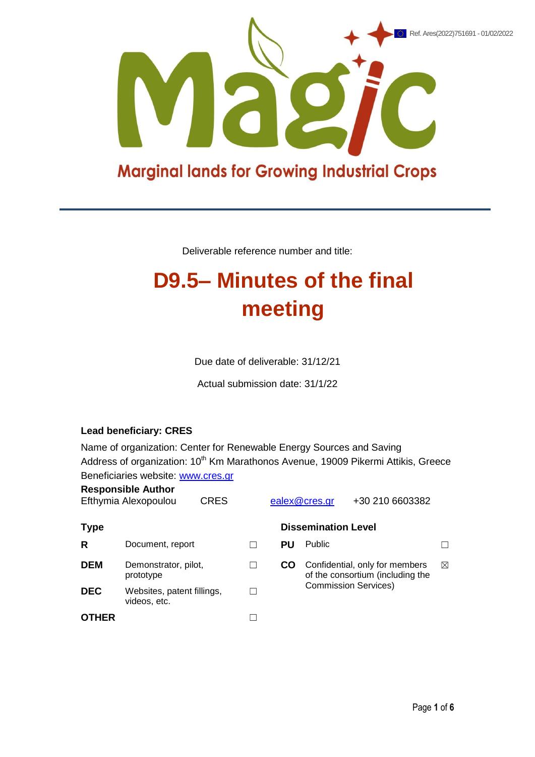Ref. Ares(2022)751691 - 01/02/2022

Magic

Marginal lands for Growing Industrial Crops

Deliverable reference number and title:

# D9.5– Minutes of the final meeting

Due date of deliverable: 31/12/21

Actual submission date: 31/1/22

**Lead beneficiary: CRES**

Name of organization: Center for Renewable Energy Sources and Saving
Address of organization: 10th Km Marathonos Avenue, 19009 Pikermi Attikis, Greece
Beneficiaries website: www.cres.gr

**Responsible Author**

| Efthymia Alexopoulou | CRES | ealex@cres.gr | +30 210 6603382 |
|---|---|---|---|

| **Type** | | | **Dissemination Level** | | |
|---|---|---|---|---|---|
| **R** | Document, report | ☐ | **PU** | Public | ☐ |
| **DEM** | Demonstrator, pilot, prototype | ☐ | **CO** | Confidential, only for members of the consortium (including the Commission Services) | ☒ |
| **DEC** | Websites, patent fillings, videos, etc. | ☐ | | | |
| **OTHER** | | ☐ | | | |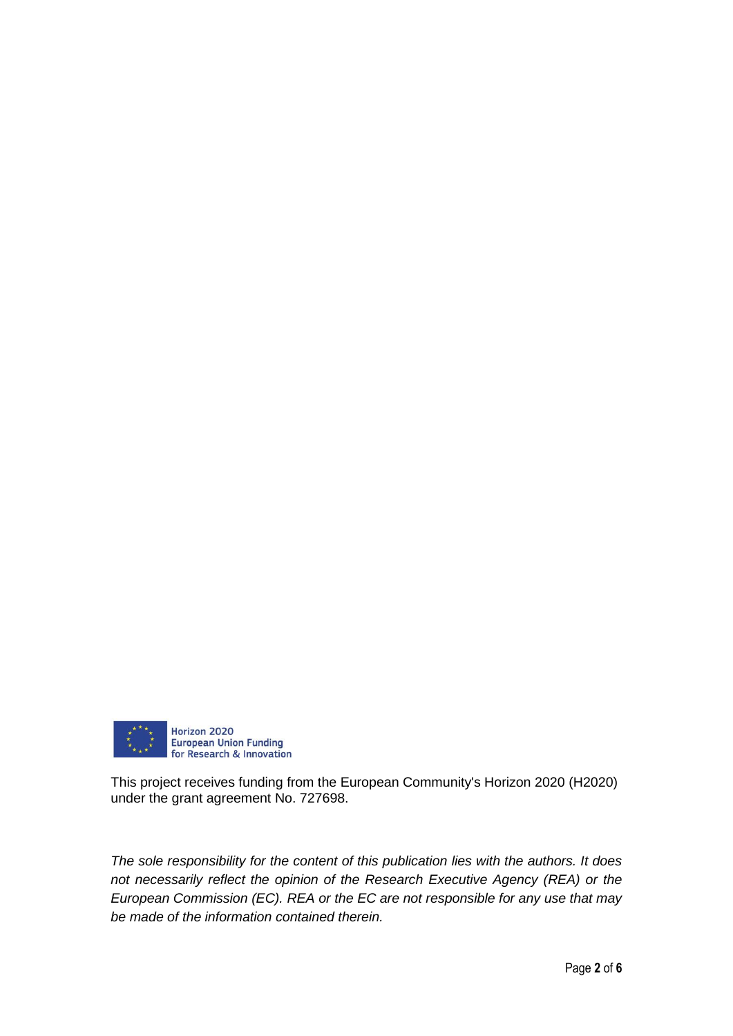Horizon 2020
European Union Funding
for Research & Innovation

This project receives funding from the European Community's Horizon 2020 (H2020) under the grant agreement No. 727698.

*The sole responsibility for the content of this publication lies with the authors. It does not necessarily reflect the opinion of the Research Executive Agency (REA) or the European Commission (EC). REA or the EC are not responsible for any use that may be made of the information contained therein.*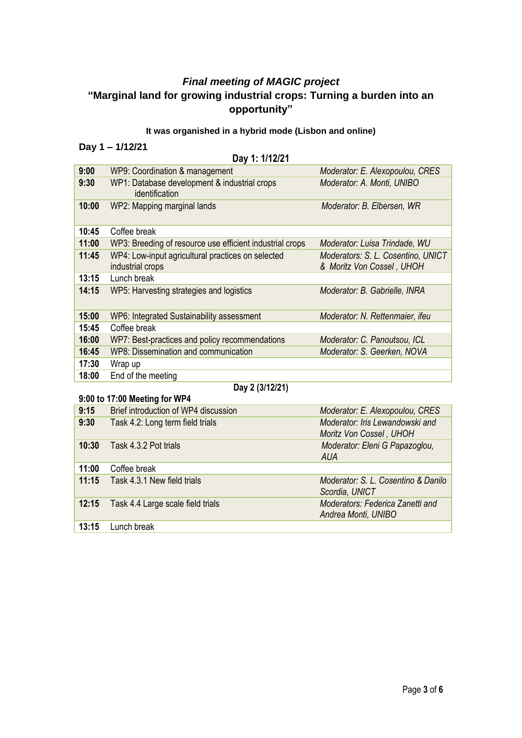## *Final meeting of MAGIC project*

## "Marginal land for growing industrial crops: Turning a burden into an opportunity"

**It was organised in a hybrid mode (Lisbon and online)**

**Day 1 – 1/12/21**

**Day 1: 1/12/21**

| | | |
|---|---|---|
| **9:00** | WP9: Coordination & management | *Moderator: E. Alexopoulou, CRES* |
| **9:30** | WP1: Database development & industrial crops identification | *Moderator: A. Monti, UNIBO* |
| **10:00** | WP2: Mapping marginal lands | *Moderator: B. Elbersen, WR* |
| **10:45** | Coffee break | |
| **11:00** | WP3: Breeding of resource use efficient industrial crops | *Moderator: Luisa Trindade, WU* |
| **11:45** | WP4: Low-input agricultural practices on selected industrial crops | *Moderators: S. L. Cosentino, UNICT & Moritz Von Cossel , UHOH* |
| **13:15** | Lunch break | |
| **14:15** | WP5: Harvesting strategies and logistics | *Moderator: B. Gabrielle, INRA* |
| **15:00** | WP6: Integrated Sustainability assessment | *Moderator: N. Rettenmaier, ifeu* |
| **15:45** | Coffee break | |
| **16:00** | WP7: Best-practices and policy recommendations | *Moderator: C. Panoutsou, ICL* |
| **16:45** | WP8: Dissemination and communication | *Moderator: S. Geerken, NOVA* |
| **17:30** | Wrap up | |
| **18:00** | End of the meeting | |

**Day 2 (3/12/21)**

**9:00 to 17:00 Meeting for WP4**

| | | |
|---|---|---|
| **9:15** | Brief introduction of WP4 discussion | *Moderator: E. Alexopoulou, CRES* |
| **9:30** | Task 4.2: Long term field trials | *Moderator: Iris Lewandowski and Moritz Von Cossel , UHOH* |
| **10:30** | Task 4.3.2 Pot trials | *Moderator: Eleni G Papazoglou, AUA* |
| **11:00** | Coffee break | |
| **11:15** | Task 4.3.1 New field trials | *Moderator: S. L. Cosentino & Danilo Scordia, UNICT* |
| **12:15** | Task 4.4 Large scale field trials | *Moderators: Federica Zanetti and Andrea Monti, UNIBO* |
| **13:15** | Lunch break | |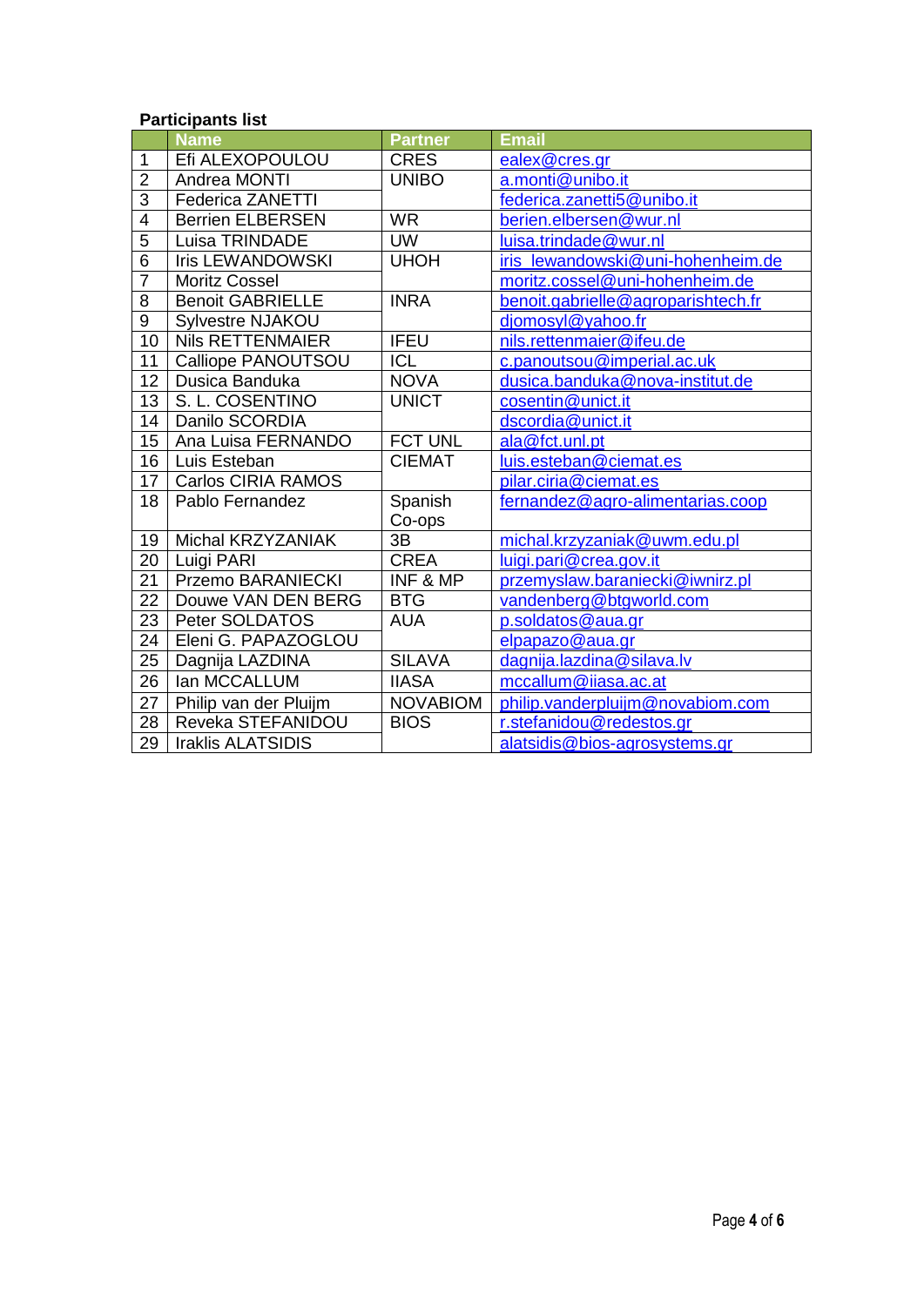**Participants list**

| | Name | Partner | Email |
|---|---|---|---|
| 1 | Efi ALEXOPOULOU | CRES | ealex@cres.gr |
| 2 | Andrea MONTI | UNIBO | a.monti@unibo.it |
| 3 | Federica ZANETTI | | federica.zanetti5@unibo.it |
| 4 | Berrien ELBERSEN | WR | berien.elbersen@wur.nl |
| 5 | Luisa TRINDADE | UW | luisa.trindade@wur.nl |
| 6 | Iris LEWANDOWSKI | UHOH | iris_lewandowski@uni-hohenheim.de |
| 7 | Moritz Cossel | | moritz.cossel@uni-hohenheim.de |
| 8 | Benoit GABRIELLE | INRA | benoit.gabrielle@agroparishtech.fr |
| 9 | Sylvestre NJAKOU | | djomosyl@yahoo.fr |
| 10 | Nils RETTENMAIER | IFEU | nils.rettenmaier@ifeu.de |
| 11 | Calliope PANOUTSOU | ICL | c.panoutsou@imperial.ac.uk |
| 12 | Dusica Banduka | NOVA | dusica.banduka@nova-institut.de |
| 13 | S. L. COSENTINO | UNICT | cosentin@unict.it |
| 14 | Danilo SCORDIA | | dscordia@unict.it |
| 15 | Ana Luisa FERNANDO | FCT UNL | ala@fct.unl.pt |
| 16 | Luis Esteban | CIEMAT | luis.esteban@ciemat.es |
| 17 | Carlos CIRIA RAMOS | | pilar.ciria@ciemat.es |
| 18 | Pablo Fernandez | Spanish Co-ops | fernandez@agro-alimentarias.coop |
| 19 | Michal KRZYZANIAK | 3B | michal.krzyzaniak@uwm.edu.pl |
| 20 | Luigi PARI | CREA | luigi.pari@crea.gov.it |
| 21 | Przemo BARANIECKI | INF & MP | przemyslaw.baraniecki@iwnirz.pl |
| 22 | Douwe VAN DEN BERG | BTG | vandenberg@btgworld.com |
| 23 | Peter SOLDATOS | AUA | p.soldatos@aua.gr |
| 24 | Eleni G. PAPAZOGLOU | | elpapazo@aua.gr |
| 25 | Dagnija LAZDINA | SILAVA | dagnija.lazdina@silava.lv |
| 26 | Ian MCCALLUM | IIASA | mccallum@iiasa.ac.at |
| 27 | Philip van der Pluijm | NOVABIOM | philip.vanderpluijm@novabiom.com |
| 28 | Reveka STEFANIDOU | BIOS | r.stefanidou@redestos.gr |
| 29 | Iraklis ALATSIDIS | | alatsidis@bios-agrosystems.gr |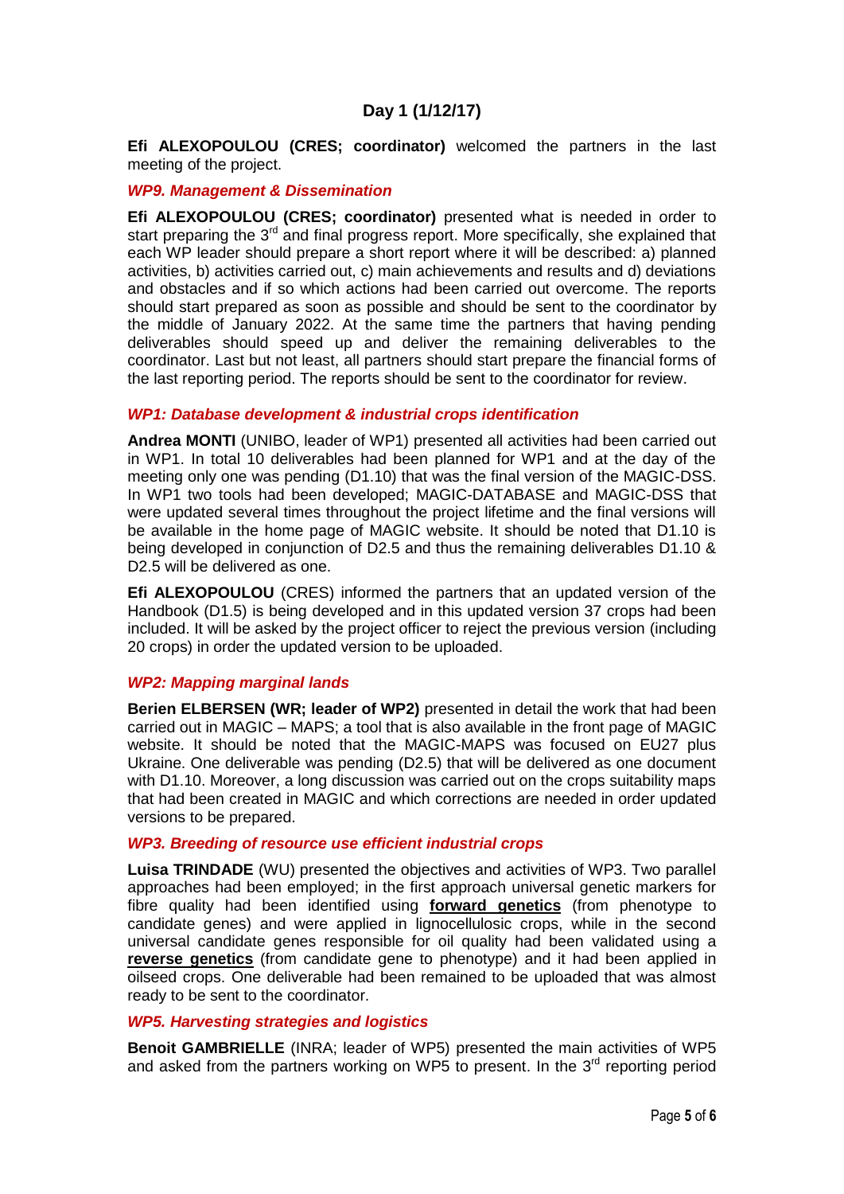## Day 1 (1/12/17)

**Efi ALEXOPOULOU (CRES; coordinator)** welcomed the partners in the last meeting of the project.

### *WP9. Management & Dissemination*

**Efi ALEXOPOULOU (CRES; coordinator)** presented what is needed in order to start preparing the 3rd and final progress report. More specifically, she explained that each WP leader should prepare a short report where it will be described: a) planned activities, b) activities carried out, c) main achievements and results and d) deviations and obstacles and if so which actions had been carried out overcome. The reports should start prepared as soon as possible and should be sent to the coordinator by the middle of January 2022. At the same time the partners that having pending deliverables should speed up and deliver the remaining deliverables to the coordinator. Last but not least, all partners should start prepare the financial forms of the last reporting period. The reports should be sent to the coordinator for review.

### *WP1: Database development & industrial crops identification*

**Andrea MONTI** (UNIBO, leader of WP1) presented all activities had been carried out in WP1. In total 10 deliverables had been planned for WP1 and at the day of the meeting only one was pending (D1.10) that was the final version of the MAGIC-DSS. In WP1 two tools had been developed; MAGIC-DATABASE and MAGIC-DSS that were updated several times throughout the project lifetime and the final versions will be available in the home page of MAGIC website. It should be noted that D1.10 is being developed in conjunction of D2.5 and thus the remaining deliverables D1.10 & D2.5 will be delivered as one.

**Efi ALEXOPOULOU** (CRES) informed the partners that an updated version of the Handbook (D1.5) is being developed and in this updated version 37 crops had been included. It will be asked by the project officer to reject the previous version (including 20 crops) in order the updated version to be uploaded.

### *WP2: Mapping marginal lands*

**Berien ELBERSEN (WR; leader of WP2)** presented in detail the work that had been carried out in MAGIC – MAPS; a tool that is also available in the front page of MAGIC website. It should be noted that the MAGIC-MAPS was focused on EU27 plus Ukraine. One deliverable was pending (D2.5) that will be delivered as one document with D1.10. Moreover, a long discussion was carried out on the crops suitability maps that had been created in MAGIC and which corrections are needed in order updated versions to be prepared.

### *WP3. Breeding of resource use efficient industrial crops*

**Luisa TRINDADE** (WU) presented the objectives and activities of WP3. Two parallel approaches had been employed; in the first approach universal genetic markers for fibre quality had been identified using **forward genetics** (from phenotype to candidate genes) and were applied in lignocellulosic crops, while in the second universal candidate genes responsible for oil quality had been validated using a **reverse genetics** (from candidate gene to phenotype) and it had been applied in oilseed crops. One deliverable had been remained to be uploaded that was almost ready to be sent to the coordinator.

### *WP5. Harvesting strategies and logistics*

**Benoit GAMBRIELLE** (INRA; leader of WP5) presented the main activities of WP5 and asked from the partners working on WP5 to present. In the 3rd reporting period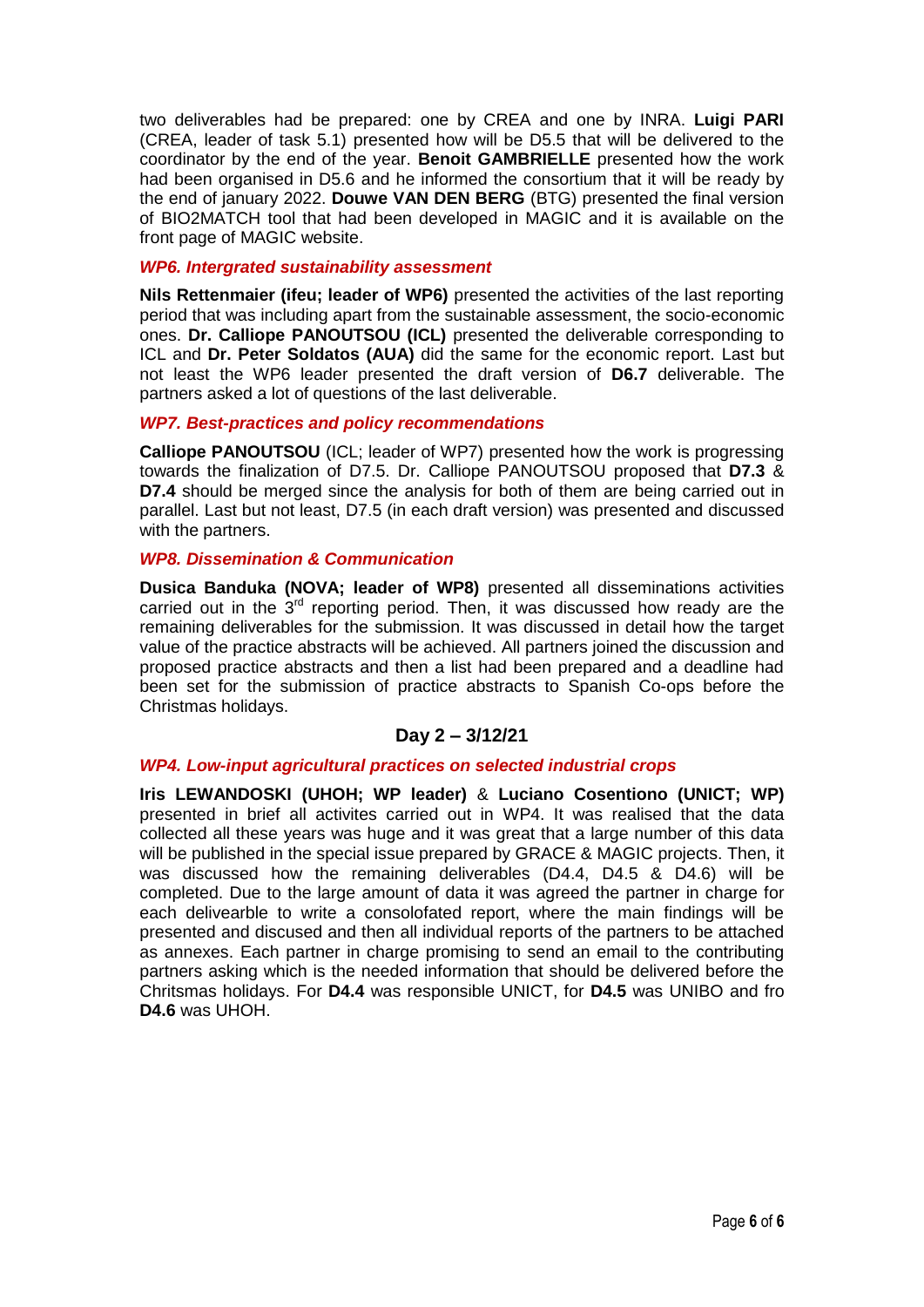two deliverables had be prepared: one by CREA and one by INRA. **Luigi PARI** (CREA, leader of task 5.1) presented how will be D5.5 that will be delivered to the coordinator by the end of the year. **Benoit GAMBRIELLE** presented how the work had been organised in D5.6 and he informed the consortium that it will be ready by the end of january 2022. **Douwe VAN DEN BERG** (BTG) presented the final version of BIO2MATCH tool that had been developed in MAGIC and it is available on the front page of MAGIC website.

### *WP6. Intergrated sustainability assessment*

**Nils Rettenmaier (ifeu; leader of WP6)** presented the activities of the last reporting period that was including apart from the sustainable assessment, the socio-economic ones. **Dr. Calliope PANOUTSOU (ICL)** presented the deliverable corresponding to ICL and **Dr. Peter Soldatos (AUA)** did the same for the economic report. Last but not least the WP6 leader presented the draft version of **D6.7** deliverable. The partners asked a lot of questions of the last deliverable.

### *WP7. Best-practices and policy recommendations*

**Calliope PANOUTSOU** (ICL; leader of WP7) presented how the work is progressing towards the finalization of D7.5. Dr. Calliope PANOUTSOU proposed that **D7.3** & **D7.4** should be merged since the analysis for both of them are being carried out in parallel. Last but not least, D7.5 (in each draft version) was presented and discussed with the partners.

### *WP8. Dissemination & Communication*

**Dusica Banduka (NOVA; leader of WP8)** presented all disseminations activities carried out in the 3rd reporting period. Then, it was discussed how ready are the remaining deliverables for the submission. It was discussed in detail how the target value of the practice abstracts will be achieved. All partners joined the discussion and proposed practice abstracts and then a list had been prepared and a deadline had been set for the submission of practice abstracts to Spanish Co-ops before the Christmas holidays.

## Day 2 – 3/12/21

### *WP4. Low-input agricultural practices on selected industrial crops*

**Iris LEWANDOSKI (UHOH; WP leader)** & **Luciano Cosentiono (UNICT; WP)** presented in brief all activites carried out in WP4. It was realised that the data collected all these years was huge and it was great that a large number of this data will be published in the special issue prepared by GRACE & MAGIC projects. Then, it was discussed how the remaining deliverables (D4.4, D4.5 & D4.6) will be completed. Due to the large amount of data it was agreed the partner in charge for each delivearble to write a consolofated report, where the main findings will be presented and discused and then all individual reports of the partners to be attached as annexes. Each partner in charge promising to send an email to the contributing partners asking which is the needed information that should be delivered before the Chritsmas holidays. For **D4.4** was responsible UNICT, for **D4.5** was UNIBO and fro **D4.6** was UHOH.